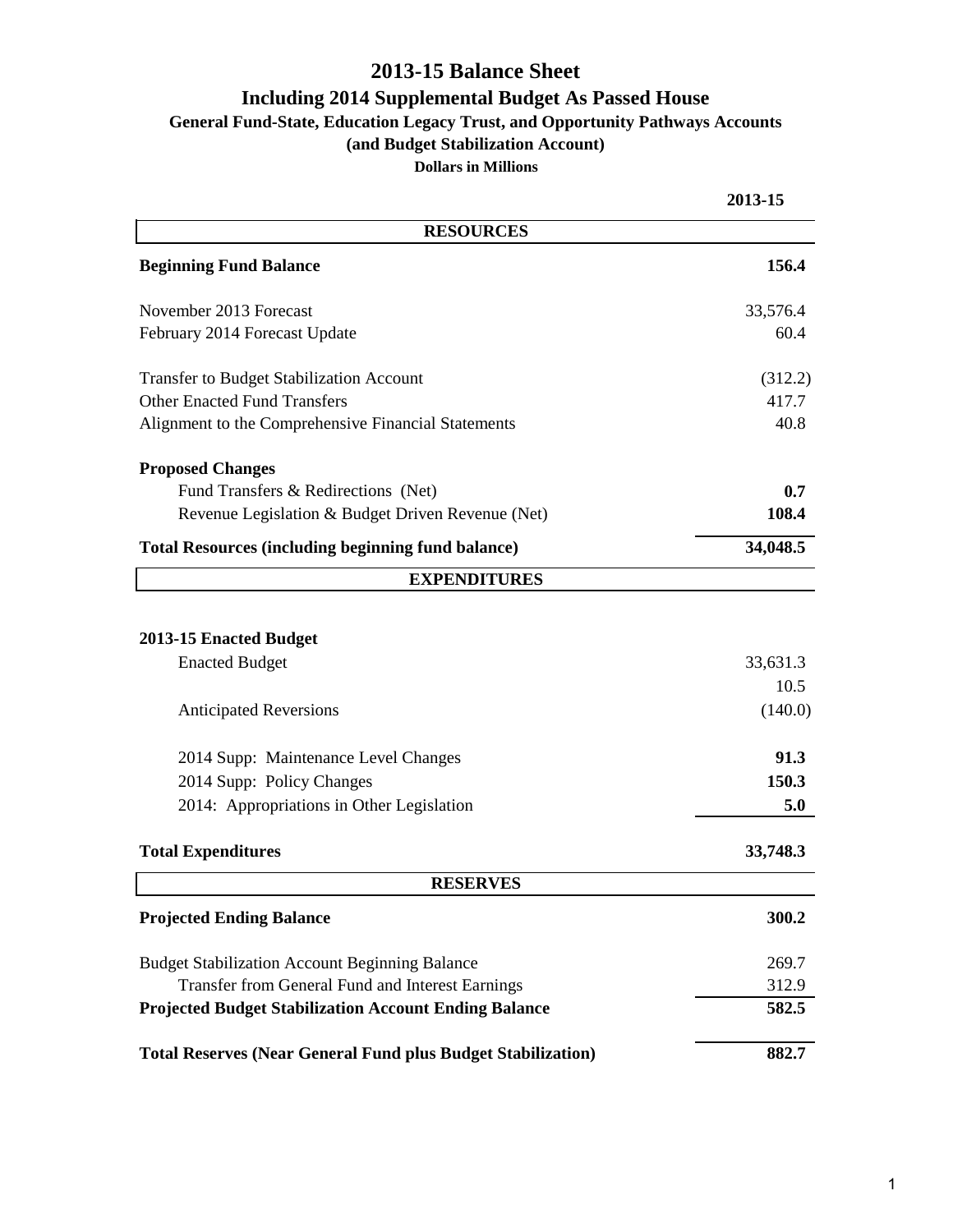# 2013-15 Balance Sheet

## Including 2014 Supplemental Budget As Passed House

### General Fund-State, Education Legacy Trust, and Opportunity Pathways Accounts

### (and Budget Stabilization Account)

**Dollars in Millions**

| | 2013-15 |
|---|---|
| **RESOURCES** | |
| **Beginning Fund Balance** | **156.4** |
| November 2013 Forecast | 33,576.4 |
| February 2014 Forecast Update | 60.4 |
| Transfer to Budget Stabilization Account | (312.2) |
| Other Enacted Fund Transfers | 417.7 |
| Alignment to the Comprehensive Financial Statements | 40.8 |
| **Proposed Changes** | |
| Fund Transfers & Redirections (Net) | **0.7** |
| Revenue Legislation & Budget Driven Revenue (Net) | **108.4** |
| **Total Resources (including beginning fund balance)** | **34,048.5** |
| **EXPENDITURES** | |
| **2013-15 Enacted Budget** | |
| Enacted Budget | 33,631.3 |
| | 10.5 |
| Anticipated Reversions | (140.0) |
| 2014 Supp: Maintenance Level Changes | **91.3** |
| 2014 Supp: Policy Changes | **150.3** |
| 2014: Appropriations in Other Legislation | **5.0** |
| **Total Expenditures** | **33,748.3** |
| **RESERVES** | |
| **Projected Ending Balance** | **300.2** |
| Budget Stabilization Account Beginning Balance | 269.7 |
| Transfer from General Fund and Interest Earnings | 312.9 |
| **Projected Budget Stabilization Account Ending Balance** | **582.5** |
| **Total Reserves (Near General Fund plus Budget Stabilization)** | **882.7** |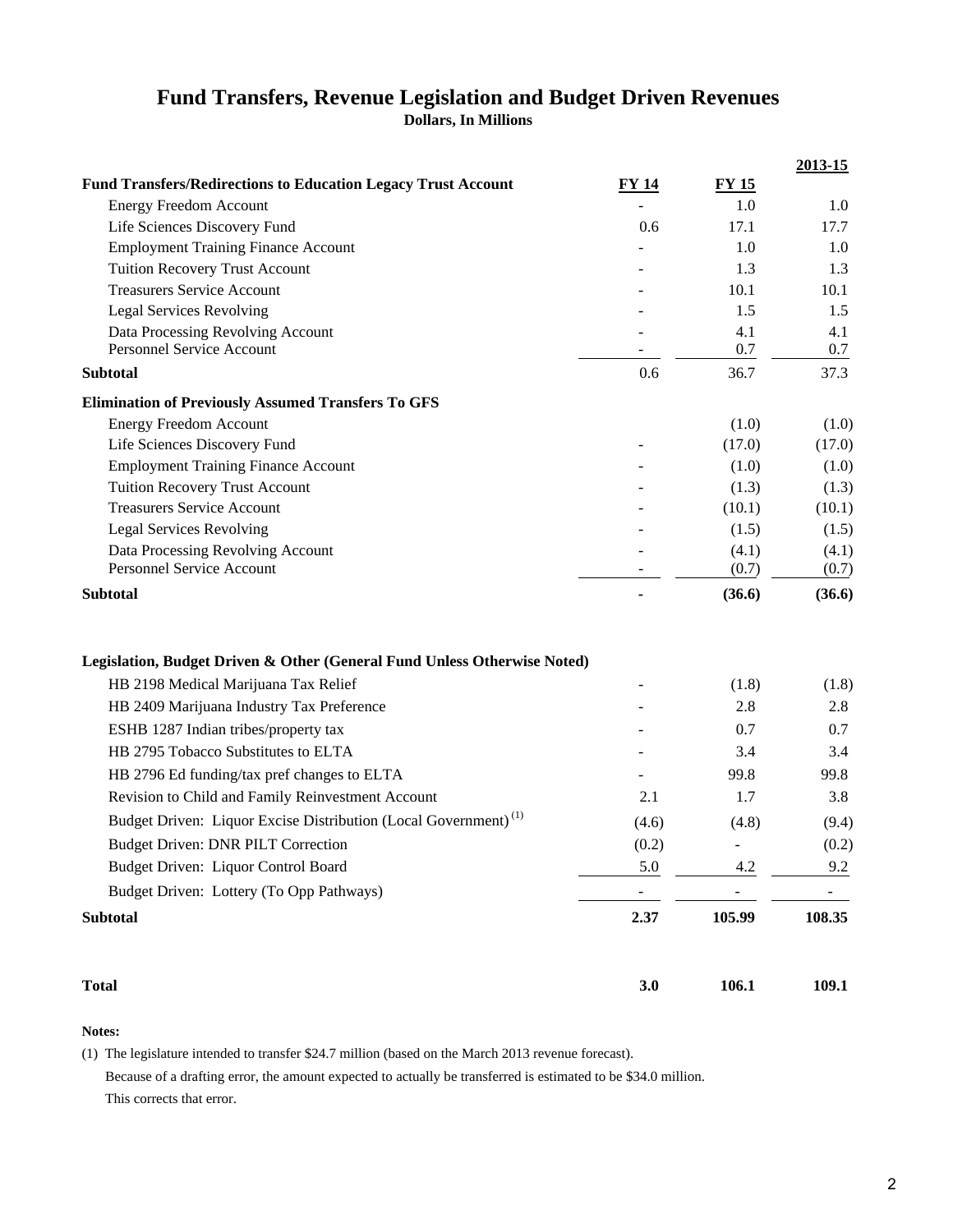# Fund Transfers, Revenue Legislation and Budget Driven Revenues

**Dollars, In Millions**

| | | | 2013-15 |
|---|---|---|---|
| **Fund Transfers/Redirections to Education Legacy Trust Account** | **FY 14** | **FY 15** | |
| Energy Freedom Account | - | 1.0 | 1.0 |
| Life Sciences Discovery Fund | 0.6 | 17.1 | 17.7 |
| Employment Training Finance Account | - | 1.0 | 1.0 |
| Tuition Recovery Trust Account | - | 1.3 | 1.3 |
| Treasurers Service Account | - | 10.1 | 10.1 |
| Legal Services Revolving | - | 1.5 | 1.5 |
| Data Processing Revolving Account | - | 4.1 | 4.1 |
| Personnel Service Account | - | 0.7 | 0.7 |
| **Subtotal** | 0.6 | 36.7 | 37.3 |
| **Elimination of Previously Assumed Transfers To GFS** | | | |
| Energy Freedom Account | | (1.0) | (1.0) |
| Life Sciences Discovery Fund | - | (17.0) | (17.0) |
| Employment Training Finance Account | - | (1.0) | (1.0) |
| Tuition Recovery Trust Account | - | (1.3) | (1.3) |
| Treasurers Service Account | - | (10.1) | (10.1) |
| Legal Services Revolving | - | (1.5) | (1.5) |
| Data Processing Revolving Account | - | (4.1) | (4.1) |
| Personnel Service Account | - | (0.7) | (0.7) |
| **Subtotal** | **-** | **(36.6)** | **(36.6)** |
| **Legislation, Budget Driven & Other (General Fund Unless Otherwise Noted)** | | | |
| HB 2198 Medical Marijuana Tax Relief | - | (1.8) | (1.8) |
| HB 2409 Marijuana Industry Tax Preference | - | 2.8 | 2.8 |
| ESHB 1287 Indian tribes/property tax | - | 0.7 | 0.7 |
| HB 2795 Tobacco Substitutes to ELTA | - | 3.4 | 3.4 |
| HB 2796 Ed funding/tax pref changes to ELTA | - | 99.8 | 99.8 |
| Revision to Child and Family Reinvestment Account | 2.1 | 1.7 | 3.8 |
| Budget Driven: Liquor Excise Distribution (Local Government) [(1)] | (4.6) | (4.8) | (9.4) |
| Budget Driven: DNR PILT Correction | (0.2) | - | (0.2) |
| Budget Driven: Liquor Control Board | 5.0 | 4.2 | 9.2 |
| Budget Driven: Lottery (To Opp Pathways) | - | - | - |
| **Subtotal** | **2.37** | **105.99** | **108.35** |
| **Total** | **3.0** | **106.1** | **109.1** |

**Notes:**

(1) The legislature intended to transfer $24.7 million (based on the March 2013 revenue forecast). Because of a drafting error, the amount expected to actually be transferred is estimated to be $34.0 million. This corrects that error.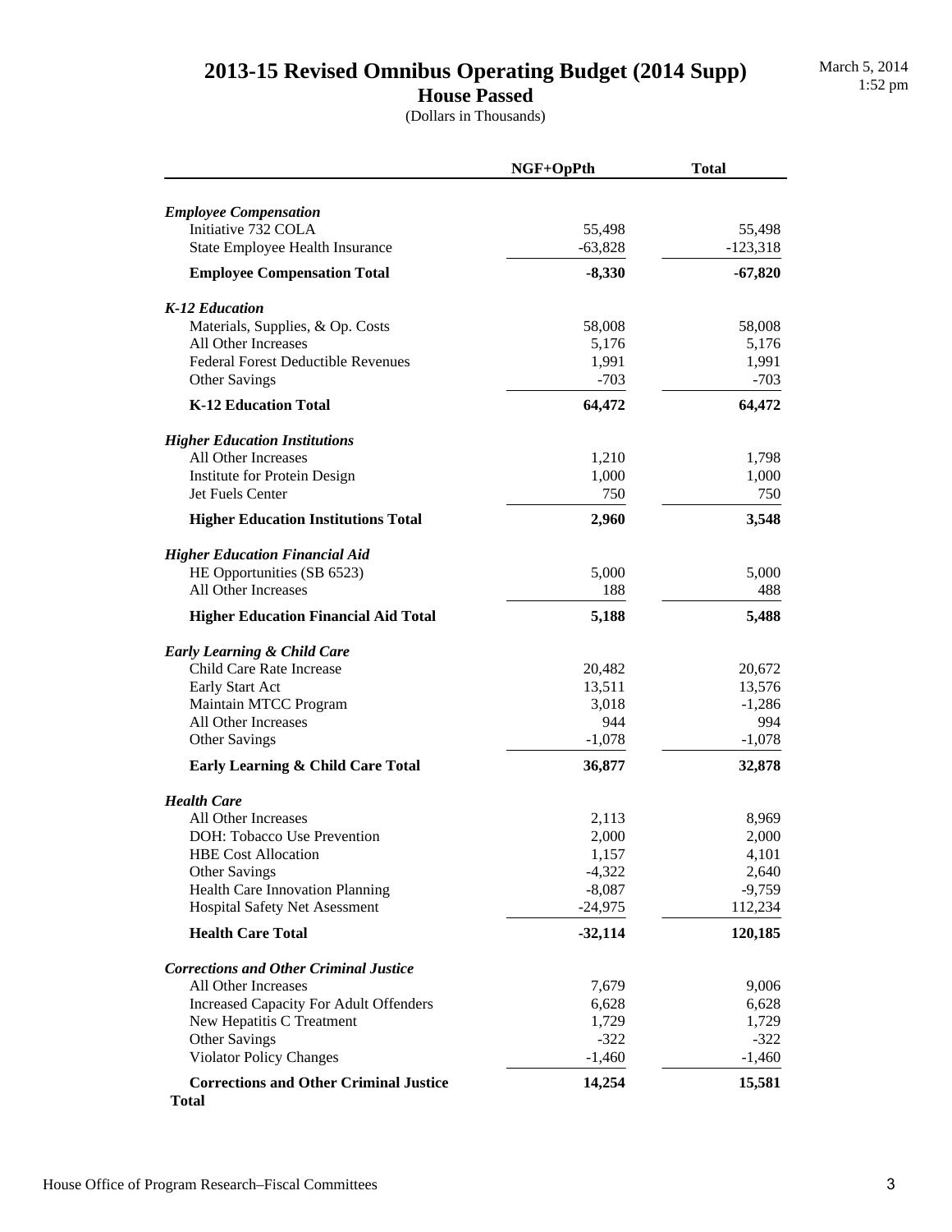# 2013-15 Revised Omnibus Operating Budget (2014 Supp)

## House Passed

(Dollars in Thousands)

March 5, 2014
1:52 pm

| | NGF+OpPth | Total |
|---|---|---|
| ***Employee Compensation*** | | |
| Initiative 732 COLA | 55,498 | 55,498 |
| State Employee Health Insurance | -63,828 | -123,318 |
| **Employee Compensation Total** | **-8,330** | **-67,820** |
| ***K-12 Education*** | | |
| Materials, Supplies, & Op. Costs | 58,008 | 58,008 |
| All Other Increases | 5,176 | 5,176 |
| Federal Forest Deductible Revenues | 1,991 | 1,991 |
| Other Savings | -703 | -703 |
| **K-12 Education Total** | **64,472** | **64,472** |
| ***Higher Education Institutions*** | | |
| All Other Increases | 1,210 | 1,798 |
| Institute for Protein Design | 1,000 | 1,000 |
| Jet Fuels Center | 750 | 750 |
| **Higher Education Institutions Total** | **2,960** | **3,548** |
| ***Higher Education Financial Aid*** | | |
| HE Opportunities (SB 6523) | 5,000 | 5,000 |
| All Other Increases | 188 | 488 |
| **Higher Education Financial Aid Total** | **5,188** | **5,488** |
| ***Early Learning & Child Care*** | | |
| Child Care Rate Increase | 20,482 | 20,672 |
| Early Start Act | 13,511 | 13,576 |
| Maintain MTCC Program | 3,018 | -1,286 |
| All Other Increases | 944 | 994 |
| Other Savings | -1,078 | -1,078 |
| **Early Learning & Child Care Total** | **36,877** | **32,878** |
| ***Health Care*** | | |
| All Other Increases | 2,113 | 8,969 |
| DOH: Tobacco Use Prevention | 2,000 | 2,000 |
| HBE Cost Allocation | 1,157 | 4,101 |
| Other Savings | -4,322 | 2,640 |
| Health Care Innovation Planning | -8,087 | -9,759 |
| Hospital Safety Net Asessment | -24,975 | 112,234 |
| **Health Care Total** | **-32,114** | **120,185** |
| ***Corrections and Other Criminal Justice*** | | |
| All Other Increases | 7,679 | 9,006 |
| Increased Capacity For Adult Offenders | 6,628 | 6,628 |
| New Hepatitis C Treatment | 1,729 | 1,729 |
| Other Savings | -322 | -322 |
| Violator Policy Changes | -1,460 | -1,460 |
| **Corrections and Other Criminal Justice Total** | **14,254** | **15,581** |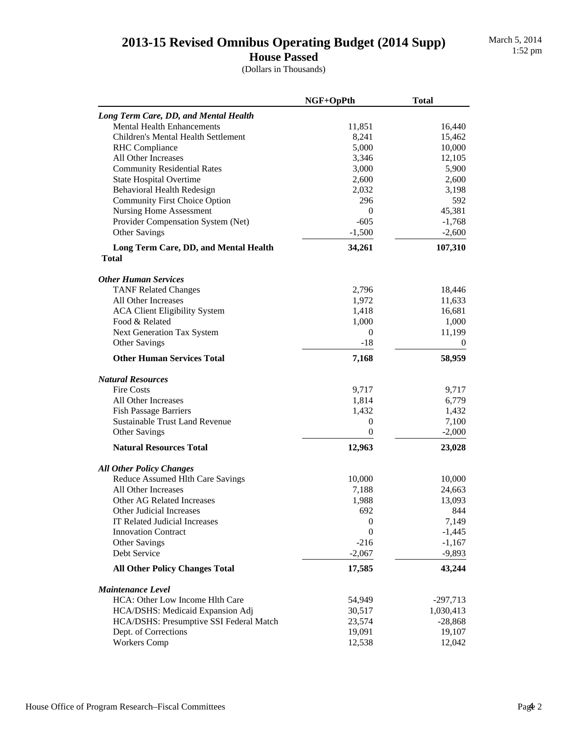# 2013-15 Revised Omnibus Operating Budget (2014 Supp)

## House Passed

(Dollars in Thousands)

| | NGF+OpPth | Total |
|---|---|---|
| ***Long Term Care, DD, and Mental Health*** | | |
| Mental Health Enhancements | 11,851 | 16,440 |
| Children's Mental Health Settlement | 8,241 | 15,462 |
| RHC Compliance | 5,000 | 10,000 |
| All Other Increases | 3,346 | 12,105 |
| Community Residential Rates | 3,000 | 5,900 |
| State Hospital Overtime | 2,600 | 2,600 |
| Behavioral Health Redesign | 2,032 | 3,198 |
| Community First Choice Option | 296 | 592 |
| Nursing Home Assessment | 0 | 45,381 |
| Provider Compensation System (Net) | -605 | -1,768 |
| Other Savings | -1,500 | -2,600 |
| **Long Term Care, DD, and Mental Health Total** | **34,261** | **107,310** |
| ***Other Human Services*** | | |
| TANF Related Changes | 2,796 | 18,446 |
| All Other Increases | 1,972 | 11,633 |
| ACA Client Eligibility System | 1,418 | 16,681 |
| Food & Related | 1,000 | 1,000 |
| Next Generation Tax System | 0 | 11,199 |
| Other Savings | -18 | 0 |
| **Other Human Services Total** | **7,168** | **58,959** |
| ***Natural Resources*** | | |
| Fire Costs | 9,717 | 9,717 |
| All Other Increases | 1,814 | 6,779 |
| Fish Passage Barriers | 1,432 | 1,432 |
| Sustainable Trust Land Revenue | 0 | 7,100 |
| Other Savings | 0 | -2,000 |
| **Natural Resources Total** | **12,963** | **23,028** |
| ***All Other Policy Changes*** | | |
| Reduce Assumed Hlth Care Savings | 10,000 | 10,000 |
| All Other Increases | 7,188 | 24,663 |
| Other AG Related Increases | 1,988 | 13,093 |
| Other Judicial Increases | 692 | 844 |
| IT Related Judicial Increases | 0 | 7,149 |
| Innovation Contract | 0 | -1,445 |
| Other Savings | -216 | -1,167 |
| Debt Service | -2,067 | -9,893 |
| **All Other Policy Changes Total** | **17,585** | **43,244** |
| ***Maintenance Level*** | | |
| HCA: Other Low Income Hlth Care | 54,949 | -297,713 |
| HCA/DSHS: Medicaid Expansion Adj | 30,517 | 1,030,413 |
| HCA/DSHS: Presumptive SSI Federal Match | 23,574 | -28,868 |
| Dept. of Corrections | 19,091 | 19,107 |
| Workers Comp | 12,538 | 12,042 |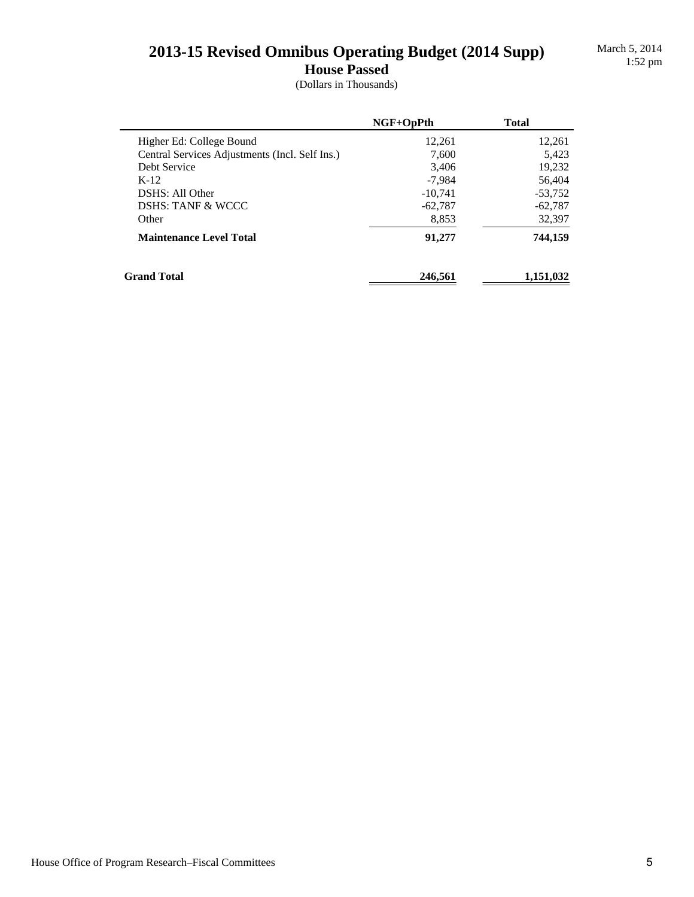# 2013-15 Revised Omnibus Operating Budget (2014 Supp)

## House Passed

(Dollars in Thousands)

| | NGF+OpPth | Total |
|---|---|---|
| Higher Ed: College Bound | 12,261 | 12,261 |
| Central Services Adjustments (Incl. Self Ins.) | 7,600 | 5,423 |
| Debt Service | 3,406 | 19,232 |
| K-12 | -7,984 | 56,404 |
| DSHS: All Other | -10,741 | -53,752 |
| DSHS: TANF & WCCC | -62,787 | -62,787 |
| Other | 8,853 | 32,397 |
| **Maintenance Level Total** | **91,277** | **744,159** |
| **Grand Total** | **246,561** | **1,151,032** |